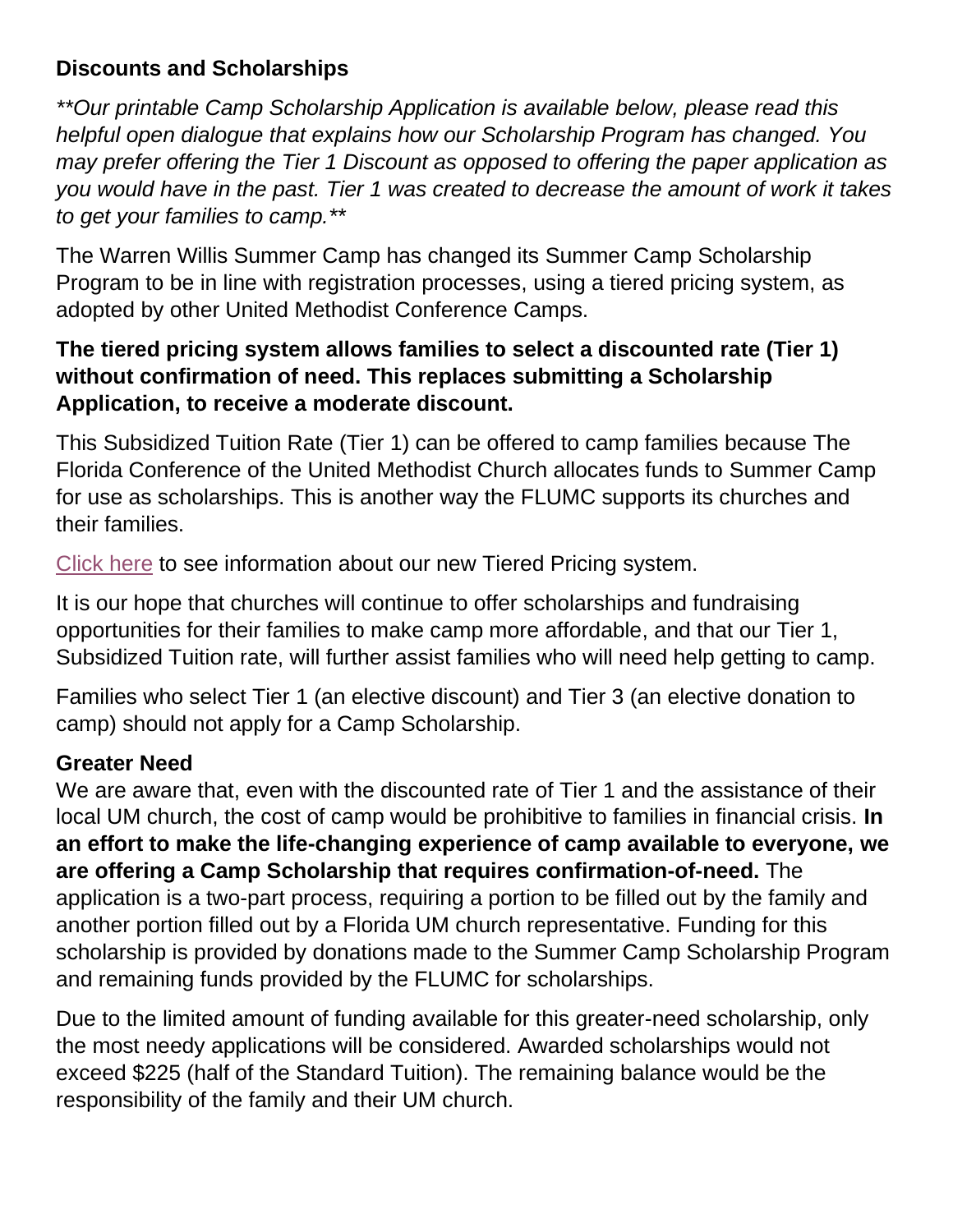**Discounts and Scholarships**

*\*\*Our printable Camp Scholarship Application is available below, please read this helpful open dialogue that explains how our Scholarship Program has changed. You may prefer offering the Tier 1 Discount as opposed to offering the paper application as you would have in the past. Tier 1 was created to decrease the amount of work it takes to get your families to camp.\*\**

The Warren Willis Summer Camp has changed its Summer Camp Scholarship Program to be in line with registration processes, using a tiered pricing system, as adopted by other United Methodist Conference Camps.

**The tiered pricing system allows families to select a discounted rate (Tier 1) without confirmation of need. This replaces submitting a Scholarship Application, to receive a moderate discount.**

This Subsidized Tuition Rate (Tier 1) can be offered to camp families because The Florida Conference of the United Methodist Church allocates funds to Summer Camp for use as scholarships. This is another way the FLUMC supports its churches and their families.

Click here to see information about our new Tiered Pricing system.

It is our hope that churches will continue to offer scholarships and fundraising opportunities for their families to make camp more affordable, and that our Tier 1, Subsidized Tuition rate, will further assist families who will need help getting to camp.

Families who select Tier 1 (an elective discount) and Tier 3 (an elective donation to camp) should not apply for a Camp Scholarship.

**Greater Need**

We are aware that, even with the discounted rate of Tier 1 and the assistance of their local UM church, the cost of camp would be prohibitive to families in financial crisis. **In an effort to make the life-changing experience of camp available to everyone, we are offering a Camp Scholarship that requires confirmation-of-need.** The application is a two-part process, requiring a portion to be filled out by the family and another portion filled out by a Florida UM church representative. Funding for this scholarship is provided by donations made to the Summer Camp Scholarship Program and remaining funds provided by the FLUMC for scholarships.

Due to the limited amount of funding available for this greater-need scholarship, only the most needy applications will be considered. Awarded scholarships would not exceed $225 (half of the Standard Tuition). The remaining balance would be the responsibility of the family and their UM church.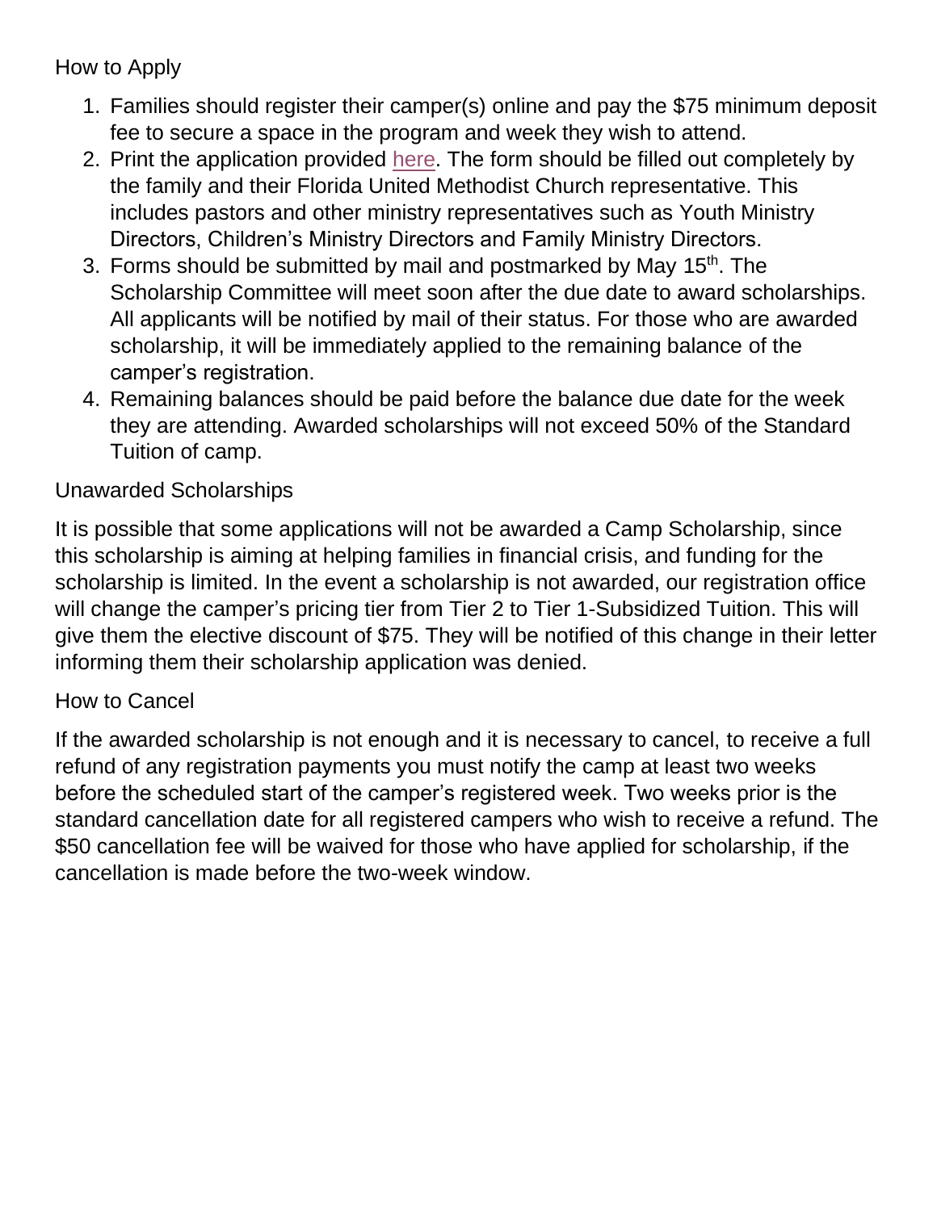## How to Apply

1. Families should register their camper(s) online and pay the $75 minimum deposit fee to secure a space in the program and week they wish to attend.
2. Print the application provided here. The form should be filled out completely by the family and their Florida United Methodist Church representative. This includes pastors and other ministry representatives such as Youth Ministry Directors, Children's Ministry Directors and Family Ministry Directors.
3. Forms should be submitted by mail and postmarked by May 15th. The Scholarship Committee will meet soon after the due date to award scholarships. All applicants will be notified by mail of their status. For those who are awarded scholarship, it will be immediately applied to the remaining balance of the camper's registration.
4. Remaining balances should be paid before the balance due date for the week they are attending. Awarded scholarships will not exceed 50% of the Standard Tuition of camp.

## Unawarded Scholarships

It is possible that some applications will not be awarded a Camp Scholarship, since this scholarship is aiming at helping families in financial crisis, and funding for the scholarship is limited. In the event a scholarship is not awarded, our registration office will change the camper's pricing tier from Tier 2 to Tier 1-Subsidized Tuition. This will give them the elective discount of $75. They will be notified of this change in their letter informing them their scholarship application was denied.

## How to Cancel

If the awarded scholarship is not enough and it is necessary to cancel, to receive a full refund of any registration payments you must notify the camp at least two weeks before the scheduled start of the camper's registered week. Two weeks prior is the standard cancellation date for all registered campers who wish to receive a refund. The $50 cancellation fee will be waived for those who have applied for scholarship, if the cancellation is made before the two-week window.